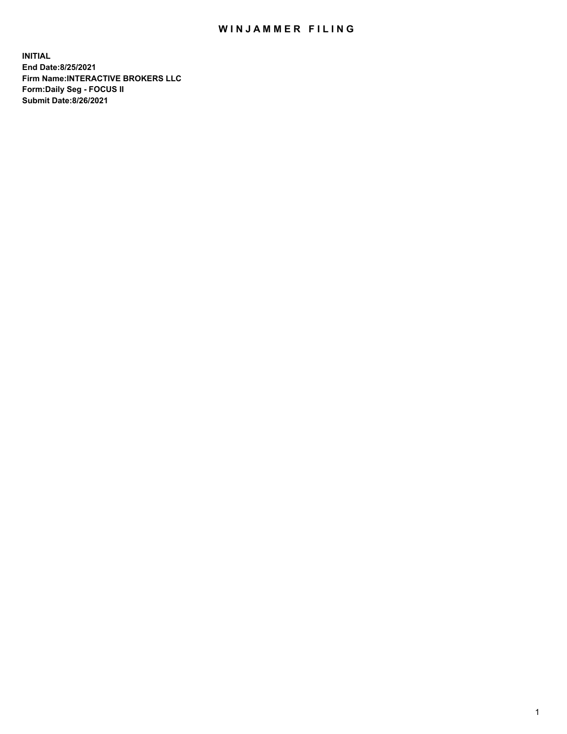# WINJAMMER FILING

**INITIAL**
**End Date:8/25/2021**
**Firm Name:INTERACTIVE BROKERS LLC**
**Form:Daily Seg - FOCUS II**
**Submit Date:8/26/2021**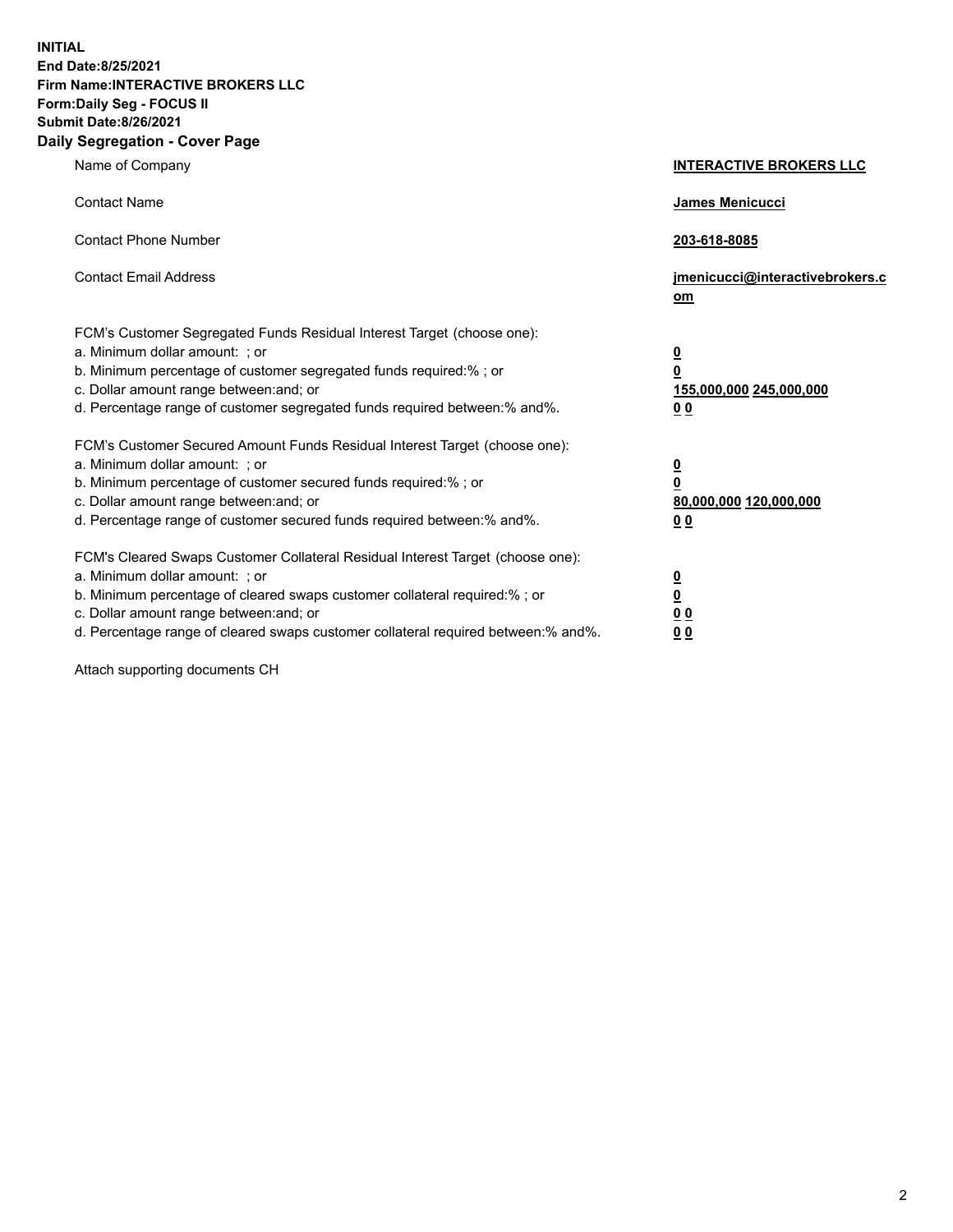**INITIAL**
**End Date:8/25/2021**
**Firm Name:INTERACTIVE BROKERS LLC**
**Form:Daily Seg - FOCUS II**
**Submit Date:8/26/2021**

## Daily Segregation - Cover Page

| | |
|---|---|
| Name of Company | **INTERACTIVE BROKERS LLC** |
| Contact Name | **James Menicucci** |
| Contact Phone Number | **203-618-8085** |
| Contact Email Address | **jmenicucci@interactivebrokers.com** |

FCM's Customer Segregated Funds Residual Interest Target (choose one):

| | |
|---|---|
| a. Minimum dollar amount: ; or | **0** |
| b. Minimum percentage of customer segregated funds required:% ; or | **0** |
| c. Dollar amount range between:and; or | **155,000,000** **245,000,000** |
| d. Percentage range of customer segregated funds required between:% and%. | **0** **0** |

FCM's Customer Secured Amount Funds Residual Interest Target (choose one):

| | |
|---|---|
| a. Minimum dollar amount: ; or | **0** |
| b. Minimum percentage of customer secured funds required:% ; or | **0** |
| c. Dollar amount range between:and; or | **80,000,000** **120,000,000** |
| d. Percentage range of customer secured funds required between:% and%. | **0** **0** |

FCM's Cleared Swaps Customer Collateral Residual Interest Target (choose one):

| | |
|---|---|
| a. Minimum dollar amount: ; or | **0** |
| b. Minimum percentage of cleared swaps customer collateral required:% ; or | **0** |
| c. Dollar amount range between:and; or | **0** **0** |
| d. Percentage range of cleared swaps customer collateral required between:% and%. | **0** **0** |

Attach supporting documents CH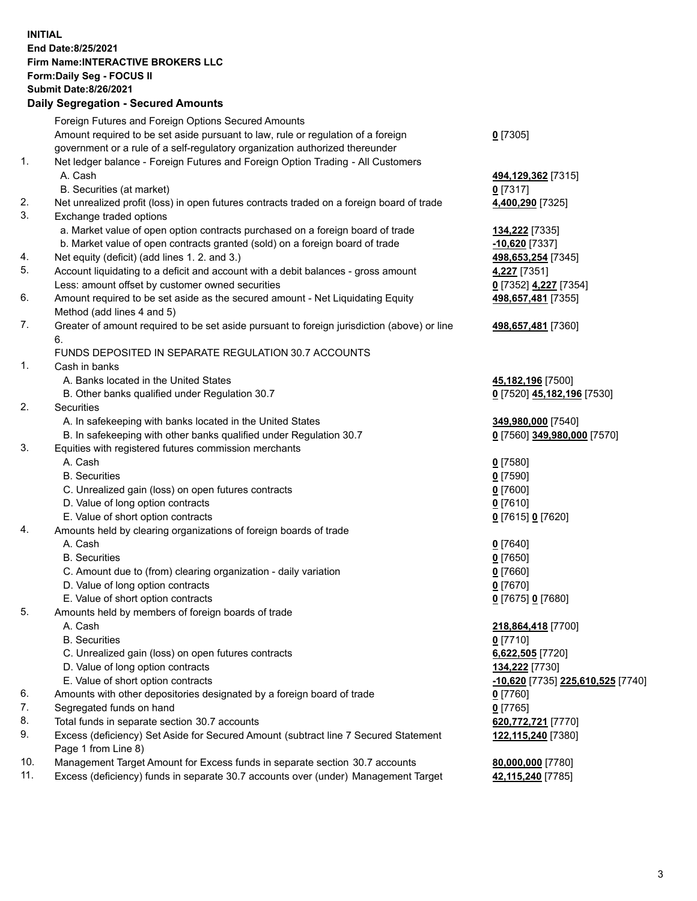**INITIAL**
**End Date:8/25/2021**
**Firm Name:INTERACTIVE BROKERS LLC**
**Form:Daily Seg - FOCUS II**
**Submit Date:8/26/2021**

## Daily Segregation - Secured Amounts

| | | |
|---|---|---|
| | Foreign Futures and Foreign Options Secured Amounts | |
| | Amount required to be set aside pursuant to law, rule or regulation of a foreign government or a rule of a self-regulatory organization authorized thereunder | **0** [7305] |
| 1. | Net ledger balance - Foreign Futures and Foreign Option Trading - All Customers | |
| | A. Cash | **494,129,362** [7315] |
| | B. Securities (at market) | **0** [7317] |
| 2. | Net unrealized profit (loss) in open futures contracts traded on a foreign board of trade | **4,400,290** [7325] |
| 3. | Exchange traded options | |
| | a. Market value of open option contracts purchased on a foreign board of trade | **134,222** [7335] |
| | b. Market value of open contracts granted (sold) on a foreign board of trade | **-10,620** [7337] |
| 4. | Net equity (deficit) (add lines 1. 2. and 3.) | **498,653,254** [7345] |
| 5. | Account liquidating to a deficit and account with a debit balances - gross amount | **4,227** [7351] |
| | Less: amount offset by customer owned securities | **0** [7352] **4,227** [7354] |
| 6. | Amount required to be set aside as the secured amount - Net Liquidating Equity Method (add lines 4 and 5) | **498,657,481** [7355] |
| 7. | Greater of amount required to be set aside pursuant to foreign jurisdiction (above) or line 6. | **498,657,481** [7360] |
| | FUNDS DEPOSITED IN SEPARATE REGULATION 30.7 ACCOUNTS | |
| 1. | Cash in banks | |
| | A. Banks located in the United States | **45,182,196** [7500] |
| | B. Other banks qualified under Regulation 30.7 | **0** [7520] **45,182,196** [7530] |
| 2. | Securities | |
| | A. In safekeeping with banks located in the United States | **349,980,000** [7540] |
| | B. In safekeeping with other banks qualified under Regulation 30.7 | **0** [7560] **349,980,000** [7570] |
| 3. | Equities with registered futures commission merchants | |
| | A. Cash | **0** [7580] |
| | B. Securities | **0** [7590] |
| | C. Unrealized gain (loss) on open futures contracts | **0** [7600] |
| | D. Value of long option contracts | **0** [7610] |
| | E. Value of short option contracts | **0** [7615] **0** [7620] |
| 4. | Amounts held by clearing organizations of foreign boards of trade | |
| | A. Cash | **0** [7640] |
| | B. Securities | **0** [7650] |
| | C. Amount due to (from) clearing organization - daily variation | **0** [7660] |
| | D. Value of long option contracts | **0** [7670] |
| | E. Value of short option contracts | **0** [7675] **0** [7680] |
| 5. | Amounts held by members of foreign boards of trade | |
| | A. Cash | **218,864,418** [7700] |
| | B. Securities | **0** [7710] |
| | C. Unrealized gain (loss) on open futures contracts | **6,622,505** [7720] |
| | D. Value of long option contracts | **134,222** [7730] |
| | E. Value of short option contracts | **-10,620** [7735] **225,610,525** [7740] |
| 6. | Amounts with other depositories designated by a foreign board of trade | **0** [7760] |
| 7. | Segregated funds on hand | **0** [7765] |
| 8. | Total funds in separate section 30.7 accounts | **620,772,721** [7770] |
| 9. | Excess (deficiency) Set Aside for Secured Amount (subtract line 7 Secured Statement Page 1 from Line 8) | **122,115,240** [7380] |
| 10. | Management Target Amount for Excess funds in separate section 30.7 accounts | **80,000,000** [7780] |
| 11. | Excess (deficiency) funds in separate 30.7 accounts over (under) Management Target | **42,115,240** [7785] |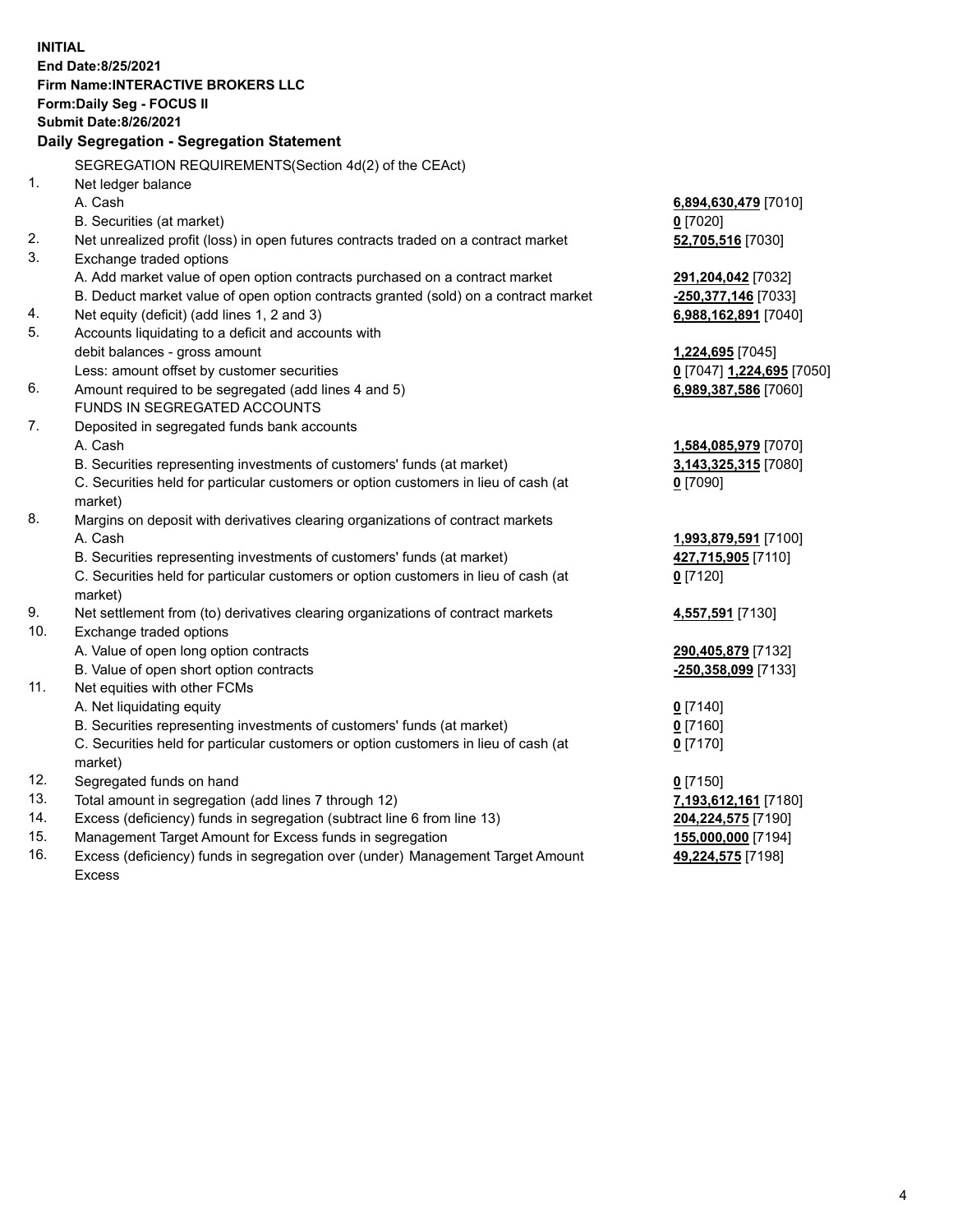**INITIAL**
**End Date:8/25/2021**
**Firm Name:INTERACTIVE BROKERS LLC**
**Form:Daily Seg - FOCUS II**
**Submit Date:8/26/2021**

### Daily Segregation - Segregation Statement

| | | |
|---|---|---|
| | SEGREGATION REQUIREMENTS(Section 4d(2) of the CEAct) | |
| 1. | Net ledger balance | |
| | A. Cash | **6,894,630,479** [7010] |
| | B. Securities (at market) | **0** [7020] |
| 2. | Net unrealized profit (loss) in open futures contracts traded on a contract market | **52,705,516** [7030] |
| 3. | Exchange traded options | |
| | A. Add market value of open option contracts purchased on a contract market | **291,204,042** [7032] |
| | B. Deduct market value of open option contracts granted (sold) on a contract market | **-250,377,146** [7033] |
| 4. | Net equity (deficit) (add lines 1, 2 and 3) | **6,988,162,891** [7040] |
| 5. | Accounts liquidating to a deficit and accounts with debit balances - gross amount | **1,224,695** [7045] |
| | Less: amount offset by customer securities | **0** [7047] **1,224,695** [7050] |
| 6. | Amount required to be segregated (add lines 4 and 5) | **6,989,387,586** [7060] |
| | FUNDS IN SEGREGATED ACCOUNTS | |
| 7. | Deposited in segregated funds bank accounts | |
| | A. Cash | **1,584,085,979** [7070] |
| | B. Securities representing investments of customers' funds (at market) | **3,143,325,315** [7080] |
| | C. Securities held for particular customers or option customers in lieu of cash (at market) | **0** [7090] |
| 8. | Margins on deposit with derivatives clearing organizations of contract markets | |
| | A. Cash | **1,993,879,591** [7100] |
| | B. Securities representing investments of customers' funds (at market) | **427,715,905** [7110] |
| | C. Securities held for particular customers or option customers in lieu of cash (at market) | **0** [7120] |
| 9. | Net settlement from (to) derivatives clearing organizations of contract markets | **4,557,591** [7130] |
| 10. | Exchange traded options | |
| | A. Value of open long option contracts | **290,405,879** [7132] |
| | B. Value of open short option contracts | **-250,358,099** [7133] |
| 11. | Net equities with other FCMs | |
| | A. Net liquidating equity | **0** [7140] |
| | B. Securities representing investments of customers' funds (at market) | **0** [7160] |
| | C. Securities held for particular customers or option customers in lieu of cash (at market) | **0** [7170] |
| 12. | Segregated funds on hand | **0** [7150] |
| 13. | Total amount in segregation (add lines 7 through 12) | **7,193,612,161** [7180] |
| 14. | Excess (deficiency) funds in segregation (subtract line 6 from line 13) | **204,224,575** [7190] |
| 15. | Management Target Amount for Excess funds in segregation | **155,000,000** [7194] |
| 16. | Excess (deficiency) funds in segregation over (under) Management Target Amount Excess | **49,224,575** [7198] |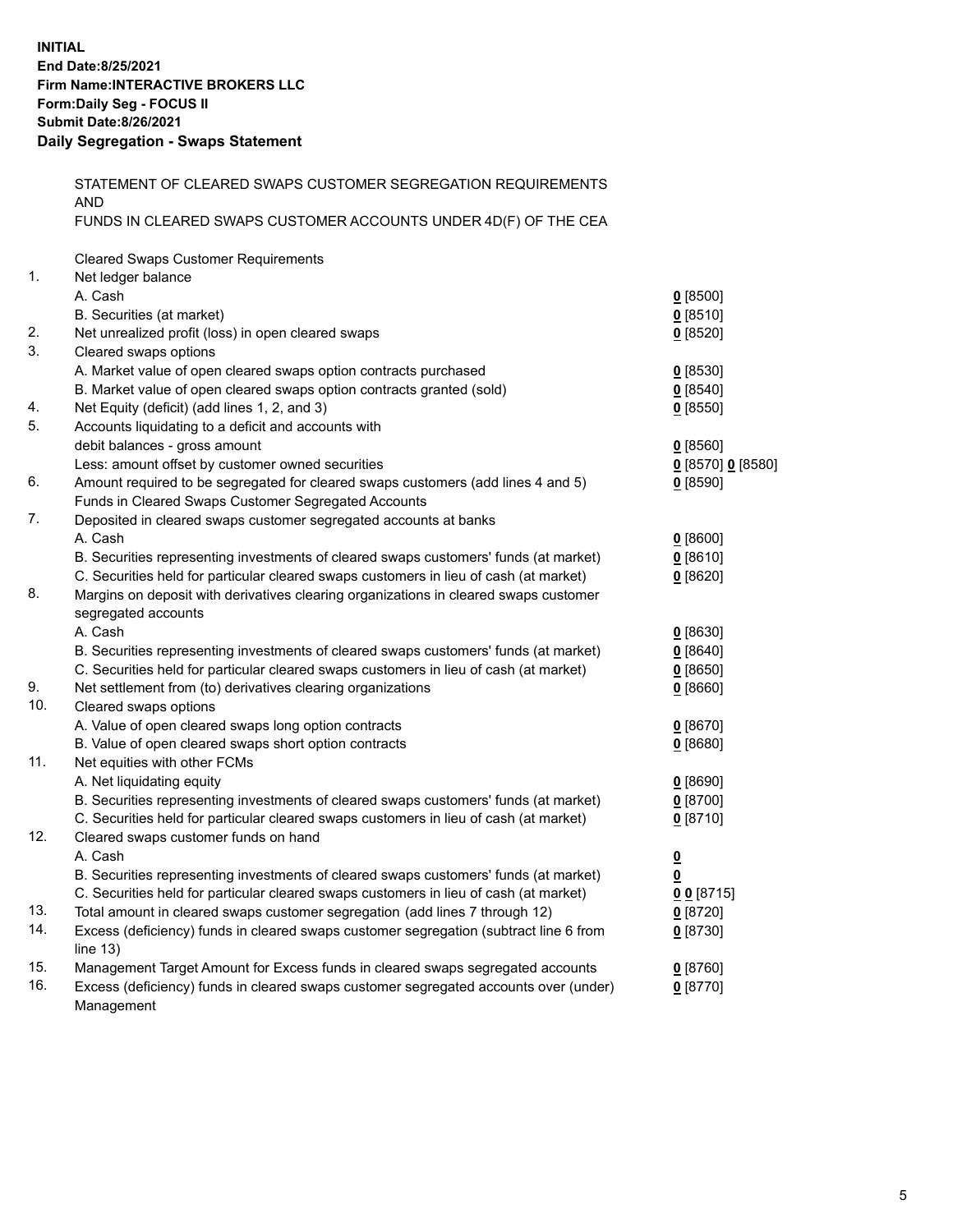**INITIAL**
**End Date:8/25/2021**
**Firm Name:INTERACTIVE BROKERS LLC**
**Form:Daily Seg - FOCUS II**
**Submit Date:8/26/2021**
**Daily Segregation - Swaps Statement**

STATEMENT OF CLEARED SWAPS CUSTOMER SEGREGATION REQUIREMENTS AND FUNDS IN CLEARED SWAPS CUSTOMER ACCOUNTS UNDER 4D(F) OF THE CEA

| | | |
|---|---|---|
| | Cleared Swaps Customer Requirements | |
| 1. | Net ledger balance | |
| | A. Cash | 0 [8500] |
| | B. Securities (at market) | 0 [8510] |
| 2. | Net unrealized profit (loss) in open cleared swaps | 0 [8520] |
| 3. | Cleared swaps options | |
| | A. Market value of open cleared swaps option contracts purchased | 0 [8530] |
| | B. Market value of open cleared swaps option contracts granted (sold) | 0 [8540] |
| 4. | Net Equity (deficit) (add lines 1, 2, and 3) | 0 [8550] |
| 5. | Accounts liquidating to a deficit and accounts with debit balances - gross amount | 0 [8560] |
| | Less: amount offset by customer owned securities | 0 [8570] 0 [8580] |
| 6. | Amount required to be segregated for cleared swaps customers (add lines 4 and 5) | 0 [8590] |
| | Funds in Cleared Swaps Customer Segregated Accounts | |
| 7. | Deposited in cleared swaps customer segregated accounts at banks | |
| | A. Cash | 0 [8600] |
| | B. Securities representing investments of cleared swaps customers' funds (at market) | 0 [8610] |
| | C. Securities held for particular cleared swaps customers in lieu of cash (at market) | 0 [8620] |
| 8. | Margins on deposit with derivatives clearing organizations in cleared swaps customer segregated accounts | |
| | A. Cash | 0 [8630] |
| | B. Securities representing investments of cleared swaps customers' funds (at market) | 0 [8640] |
| | C. Securities held for particular cleared swaps customers in lieu of cash (at market) | 0 [8650] |
| 9. | Net settlement from (to) derivatives clearing organizations | 0 [8660] |
| 10. | Cleared swaps options | |
| | A. Value of open cleared swaps long option contracts | 0 [8670] |
| | B. Value of open cleared swaps short option contracts | 0 [8680] |
| 11. | Net equities with other FCMs | |
| | A. Net liquidating equity | 0 [8690] |
| | B. Securities representing investments of cleared swaps customers' funds (at market) | 0 [8700] |
| | C. Securities held for particular cleared swaps customers in lieu of cash (at market) | 0 [8710] |
| 12. | Cleared swaps customer funds on hand | |
| | A. Cash | 0 |
| | B. Securities representing investments of cleared swaps customers' funds (at market) | 0 |
| | C. Securities held for particular cleared swaps customers in lieu of cash (at market) | 0 0 [8715] |
| 13. | Total amount in cleared swaps customer segregation (add lines 7 through 12) | 0 [8720] |
| 14. | Excess (deficiency) funds in cleared swaps customer segregation (subtract line 6 from line 13) | 0 [8730] |
| 15. | Management Target Amount for Excess funds in cleared swaps segregated accounts | 0 [8760] |
| 16. | Excess (deficiency) funds in cleared swaps customer segregated accounts over (under) Management | 0 [8770] |